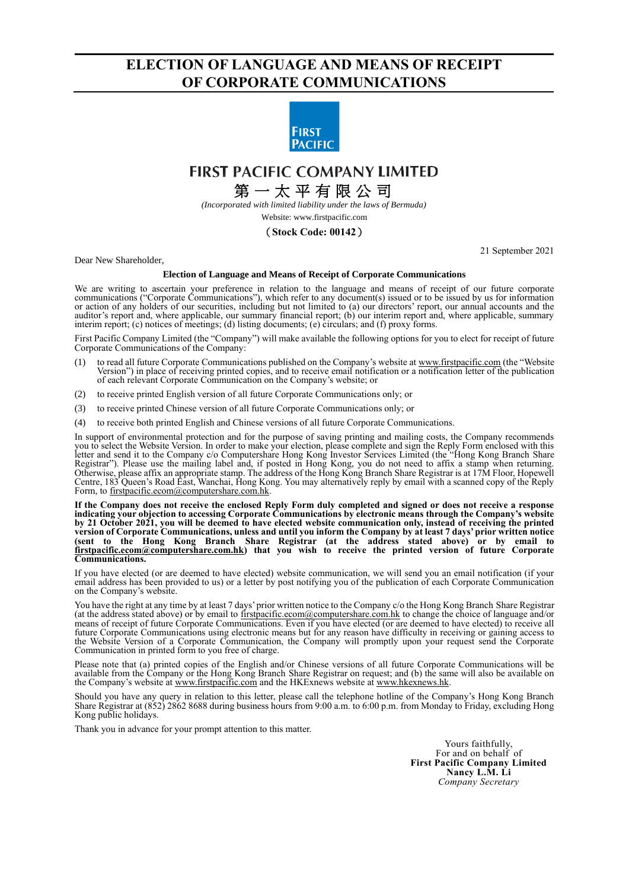# ELECTION OF LANGUAGE AND MEANS OF RECEIPT OF CORPORATE COMMUNICATIONS

FIRST PACIFIC

## FIRST PACIFIC COMPANY LIMITED

## 第一太平有限公司

*(Incorporated with limited liability under the laws of Bermuda)*

Website: www.firstpacific.com

**(Stock Code: 00142)**

21 September 2021

Dear New Shareholder,

**Election of Language and Means of Receipt of Corporate Communications**

We are writing to ascertain your preference in relation to the language and means of receipt of our future corporate communications ("Corporate Communications"), which refer to any document(s) issued or to be issued by us for information or action of any holders of our securities, including but not limited to (a) our directors' report, our annual accounts and the auditor's report and, where applicable, our summary financial report; (b) our interim report and, where applicable, summary interim report; (c) notices of meetings; (d) listing documents; (e) circulars; and (f) proxy forms.

First Pacific Company Limited (the "Company") will make available the following options for you to elect for receipt of future Corporate Communications of the Company:

(1) to read all future Corporate Communications published on the Company's website at www.firstpacific.com (the "Website Version") in place of receiving printed copies, and to receive email notification or a notification letter of the publication of each relevant Corporate Communication on the Company's website; or

(2) to receive printed English version of all future Corporate Communications only; or

(3) to receive printed Chinese version of all future Corporate Communications only; or

(4) to receive both printed English and Chinese versions of all future Corporate Communications.

In support of environmental protection and for the purpose of saving printing and mailing costs, the Company recommends you to select the Website Version. In order to make your election, please complete and sign the Reply Form enclosed with this letter and send it to the Company c/o Computershare Hong Kong Investor Services Limited (the "Hong Kong Branch Share Registrar"). Please use the mailing label and, if posted in Hong Kong, you do not need to affix a stamp when returning. Otherwise, please affix an appropriate stamp. The address of the Hong Kong Branch Share Registrar is at 17M Floor, Hopewell Centre, 183 Queen's Road East, Wanchai, Hong Kong. You may alternatively reply by email with a scanned copy of the Reply Form, to firstpacific.ecom@computershare.com.hk.

**If the Company does not receive the enclosed Reply Form duly completed and signed or does not receive a response indicating your objection to accessing Corporate Communications by electronic means through the Company's website by 21 October 2021, you will be deemed to have elected website communication only, instead of receiving the printed version of Corporate Communications, unless and until you inform the Company by at least 7 days' prior written notice (sent to the Hong Kong Branch Share Registrar (at the address stated above) or by email to firstpacific.ecom@computershare.com.hk) that you wish to receive the printed version of future Corporate Communications.**

If you have elected (or are deemed to have elected) website communication, we will send you an email notification (if your email address has been provided to us) or a letter by post notifying you of the publication of each Corporate Communication on the Company's website.

You have the right at any time by at least 7 days' prior written notice to the Company c/o the Hong Kong Branch Share Registrar (at the address stated above) or by email to firstpacific.ecom@computershare.com.hk to change the choice of language and/or means of receipt of future Corporate Communications. Even if you have elected (or are deemed to have elected) to receive all future Corporate Communications using electronic means but for any reason have difficulty in receiving or gaining access to the Website Version of a Corporate Communication, the Company will promptly upon your request send the Corporate Communication in printed form to you free of charge.

Please note that (a) printed copies of the English and/or Chinese versions of all future Corporate Communications will be available from the Company or the Hong Kong Branch Share Registrar on request; and (b) the same will also be available on the Company's website at www.firstpacific.com and the HKExnews website at www.hkexnews.hk.

Should you have any query in relation to this letter, please call the telephone hotline of the Company's Hong Kong Branch Share Registrar at (852) 2862 8688 during business hours from 9:00 a.m. to 6:00 p.m. from Monday to Friday, excluding Hong Kong public holidays.

Thank you in advance for your prompt attention to this matter.

Yours faithfully,
For and on behalf of
**First Pacific Company Limited**
**Nancy L.M. Li**
*Company Secretary*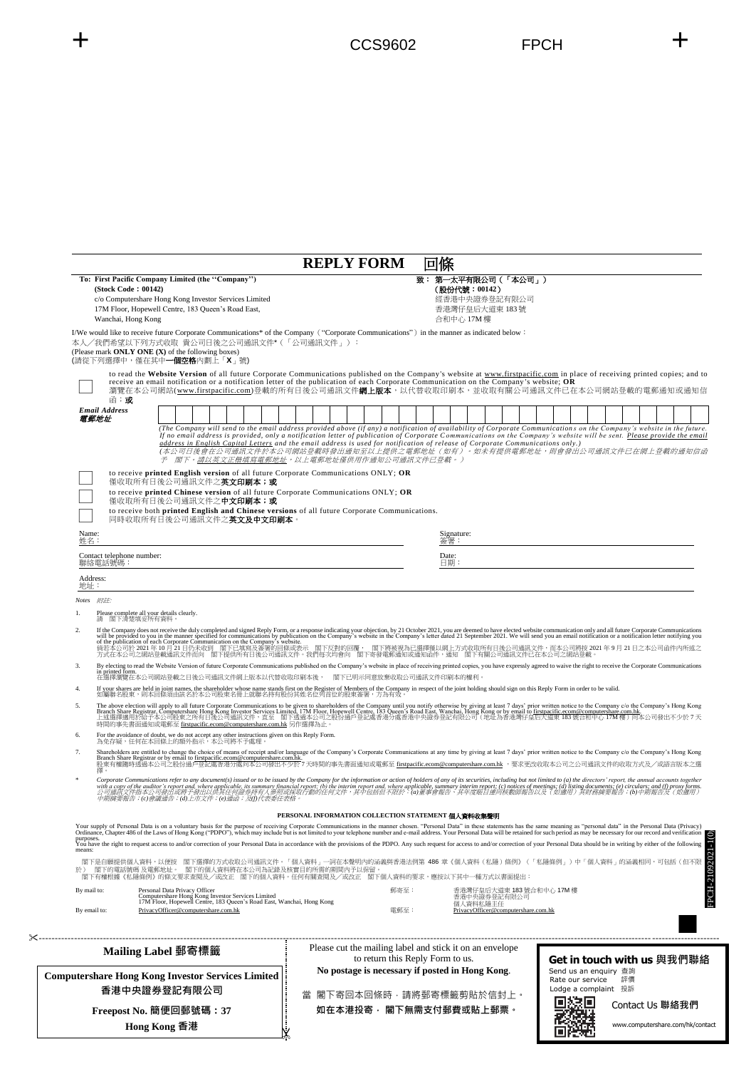# REPLY FORM 回條

**To: First Pacific Company Limited (the "Company")**
**(Stock Code：00142)**
c/o Computershare Hong Kong Investor Services Limited
17M Floor, Hopewell Centre, 183 Queen's Road East,
Wanchai, Hong Kong

**致：第一太平有限公司（「本公司」）**
**（股份代號：00142）**
經香港中央證券登記有限公司
香港灣仔皇后大道東 183 號
合和中心 17M 樓

I/We would like to receive future Corporate Communications* of the Company（"Corporate Communications"）in the manner as indicated below：
本人／我們希望以下列方式收取 貴公司日後之公司通訊文件*（「公司通訊文件」）：
(Please mark **ONLY ONE (X)** of the following boxes)
(請從下列選擇中，僅在其中**一個空格**內劃上「**X**」號)

☐ to read the **Website Version** of all future Corporate Communications published on the Company's website at www.firstpacific.com in place of receiving printed copies; and to receive an email notification or a notification letter of the publication of each Corporate Communication on the Company's website; **OR**
瀏覽在本公司網站(www.firstpacific.com)登載的所有日後公司通訊文件**網上版本**，以代替收取印刷本，並收取有關公司通訊文件已在本公司網站登載的電郵通知或通知信函；**或**

***Email Address* 電郵地址** ____________________

*(The Company will send to the email address provided above (if any) a notification of availability of Corporate Communications on the Company's website in the future. If no email address is provided, only a notification letter of publication of Corporate Communications on the Company's website will be sent. Please provide the email address in English Capital Letters and the email address is used for notification of release of Corporate Communications only.)*
*(本公司日後會在公司通訊文件於本公司網站登載時發出通知至以上提供之電郵地址（如有）。如未有提供電郵地址，則會發出公司通訊文件已在網上登載的通知信函予 閣下。請以英文正楷填寫電郵地址，以上電郵地址僅供用作通知公司通訊文件已登載。)*

☐ to receive **printed English version** of all future Corporate Communications ONLY; **OR**
僅收取所有日後公司通訊文件之**英文印刷本；或**

☐ to receive **printed Chinese version** of all future Corporate Communications ONLY; **OR**
僅收取所有日後公司通訊文件之**中文印刷本；或**

☐ to receive both **printed English and Chinese versions** of all future Corporate Communications.
同時收取所有日後公司通訊文件之**英文及中文印刷本**。

Name:
姓名：

Signature:
簽署：

Contact telephone number:
聯絡電話號碼：

Date:
日期：

Address:
地址：

*Notes 附註:*

1. Please complete all your details clearly.
請 閣下清楚填妥所有資料。

2. If the Company does not receive the duly completed and signed Reply Form, or a response indicating your objection, by 21 October 2021, you are deemed to have elected website communication only and all future Corporate Communications will be provided to you in the manner specified for communications by publication on the Company's website in the Company's letter dated 21 September 2021. We will send you an email notification or a notification letter notifying you of the publication of each Corporate Communication on the Company's website.
倘若本公司於 2021 年 10 月 21 日仍未收到 閣下已填寫及簽署的回條或表示 閣下反對的回覆， 閣下將被視為已選擇僅以網上方式收取所有日後公司通訊文件，而本公司將按 2021 年 9 月 21 日之本公司函件內所述之方式在本公司之網站登載通訊文件而向 閣下提供所有日後公司通訊文件。我們每次均會向 閣下寄發電郵通知或通知函件，通知 閣下有關公司通訊文件已在本公司之網站登載。

3. By electing to read the Website Version of future Corporate Communications published on the Company's website in place of receiving printed copies, you have expressly agreed to waive the right to receive the Corporate Communications in printed form.
在選擇瀏覽在本公司網站登載之日後公司通訊文件網上版本以代替收取印刷本後， 閣下已明示同意放棄收取公司通訊文件印刷本的權利。

4. If your shares are held in joint names, the shareholder whose name stands first on the Register of Members of the Company in respect of the joint holding should sign on this Reply Form in order to be valid.
如屬聯名股東，則本回條須由該名於本公司股東名冊上就聯名持有股份其姓名位列首位的股東簽署，方為有效。

5. The above election will apply to all future Corporate Communications to be given to shareholders of the Company until you notify otherwise by giving at least 7 days' prior written notice to the Company c/o the Company's Hong Kong Branch Share Registrar, Computershare Hong Kong Investor Services Limited, 17M Floor, Hopewell Centre, 183 Queen's Road East, Wanchai, Hong Kong or by email to firstpacific.ecom@computershare.com.hk.
上述選擇適用於發給本公司股東之所有日後公司通訊文件，直至 閣下透過本公司之股份過戶登記處香港分處香港中央證券登記有限公司（地址為香港灣仔皇后大道東 183 號合和中心 17M 樓）向本公司發出不少於 7 天時間的事先書面通知或電郵至 firstpacific.ecom@computershare.com.hk 另作選擇為止。

6. For the avoidance of doubt, we do not accept any other instructions given on this Reply Form.
為免存疑，任何在本回條上的額外指示，本公司將不予處理。

7. Shareholders are entitled to change the choice of means of receipt and/or language of the Company's Corporate Communications at any time by giving at least 7 days' prior written notice to the Company c/o the Company's Hong Kong Branch Share Registrar or by email to firstpacific.ecom@computershare.com.hk.
股東有權隨時透過本公司之股份過戶登記處香港分處向本公司發出不少於 7 天時間的事先書面通知或電郵至 firstpacific.ecom@computershare.com.hk，要求更改收取本公司之公司通訊文件的收取方式及／或語言版本之選擇。

\* *Corporate Communications refer to any document(s) issued or to be issued by the Company for the information or action of holders of any of its securities, including but not limited to (a) the directors' report, the annual accounts together with a copy of the auditor's report and, where applicable, its summary financial report; (b) the interim report and, where applicable, summary interim report; (c) notices of meetings; (d) listing documents; (e) circulars; and (f) proxy forms.*
*公司通訊文件指本公司發出或將予發出以供其任何證券持有人參照或採取行動的任何文件，其中包括但不限於：(a)董事會報告、其年度賬目連同核數師報告以及（如適用）其財務摘要報告；(b)中期報告及（如適用）中期摘要報告；(c)會議通告；(d)上市文件；(e)通函；及(f)代表委任表格。*

## PERSONAL INFORMATION COLLECTION STATEMENT 個人資料收集聲明

Your supply of Personal Data is on a voluntary basis for the purpose of receiving Corporate Communications in the manner chosen. "Personal Data" in these statements has the same meaning as "personal data" in the Personal Data (Privacy) Ordinance, Chapter 486 of the Laws of Hong Kong ("PDPO"), which may include but is not limited to your telephone number and e-mail address. Your Personal Data will be retained for such period as may be necessary for our record and verification purposes.
You have the right to request access to and/or correction of your Personal Data in accordance with the provisions of the PDPO. Any such request for access to and/or correction of your Personal Data should be in writing by either of the following means:

閣下是自願提供個人資料，以便按 閣下選擇的方式收取公司通訊文件。「個人資料」一詞在本聲明內的涵義與香港法例第 486 章《個人資料（私隱）條例》（「私隱條例」）中「個人資料」的涵義相同，可包括（但不限於） 閣下的電話號碼 及電郵地址。 閣下的個人資料將在本公司為記錄及核實目的所需的期間內予以保留。
閣下有權根據《私隱條例》的條文要求查閱及／或改正 閣下的個人資料。任何有關查閱及／或改正 閣下個人資料的要求，應按以下其中一種方式以書面提出：

By mail to: Personal Data Privacy Officer
Computershare Hong Kong Investor Services Limited
17M Floor, Hopewell Centre, 183 Queen's Road East, Wanchai, Hong Kong

郵寄至： 香港灣仔皇后大道東 183 號合和中心 17M 樓
香港中央證券登記有限公司
個人資料私隱主任

By email to: PrivacyOfficer@computershare.com.hk

電郵至： PrivacyOfficer@computershare.com.hk

FPCH-21092021-1(0)

---

**Mailing Label 郵寄標籤**

**Computershare Hong Kong Investor Services Limited**
**香港中央證券登記有限公司**
**Freepost No. 簡便回郵號碼：37**
**Hong Kong 香港**

Please cut the mailing label and stick it on an envelope to return this Reply Form to us.
**No postage is necessary if posted in Hong Kong**.
當 閣下寄回本回條時，請將郵寄標籤剪貼於信封上。
**如在本港投寄， 閣下無需支付郵費或貼上郵票。**

**Get in touch with us 與我們聯絡**
Send us an enquiry 查詢
Rate our service 評價
Lodge a complaint 投訴
Contact Us 聯絡我們
www.computershare.com/hk/contact